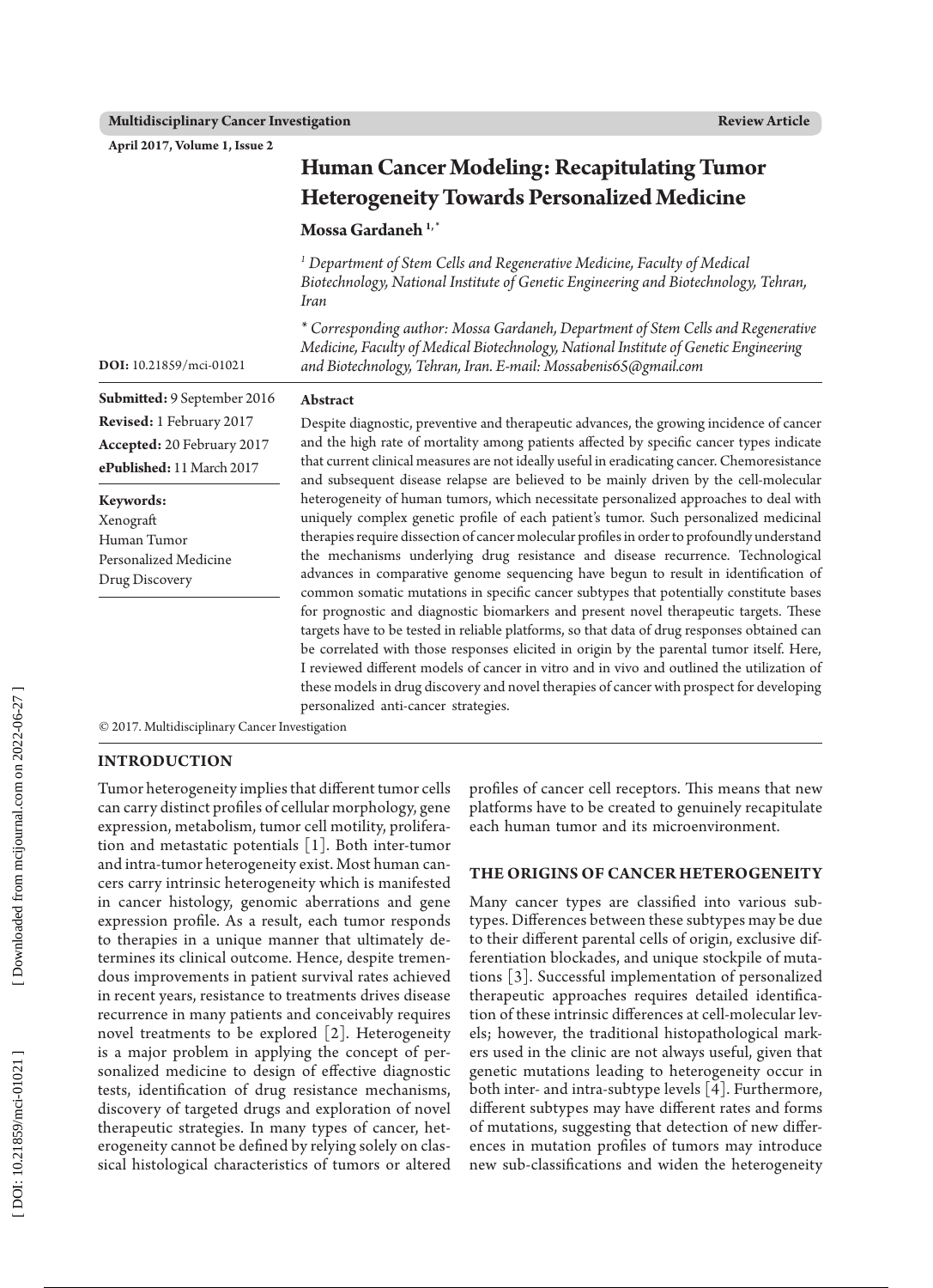Multidisciplinary Cancer Investigation — Review Article

April 2017, Volume 1, Issue 2

# Human Cancer Modeling: Recapitulating Tumor Heterogeneity Towards Personalized Medicine

**Mossa Gardaneh** [1,*]

[1] *Department of Stem Cells and Regenerative Medicine, Faculty of Medical Biotechnology, National Institute of Genetic Engineering and Biotechnology, Tehran, Iran*

*\* Corresponding author: Mossa Gardaneh, Department of Stem Cells and Regenerative Medicine, Faculty of Medical Biotechnology, National Institute of Genetic Engineering and Biotechnology, Tehran, Iran. E-mail: Mossabenis65@gmail.com*

**DOI:** 10.21859/mci-01021

**Submitted:** 9 September 2016
**Revised:** 1 February 2017
**Accepted:** 20 February 2017
**ePublished:** 11 March 2017

**Keywords:**
Xenograft
Human Tumor
Personalized Medicine
Drug Discovery

**Abstract**

Despite diagnostic, preventive and therapeutic advances, the growing incidence of cancer and the high rate of mortality among patients affected by specific cancer types indicate that current clinical measures are not ideally useful in eradicating cancer. Chemoresistance and subsequent disease relapse are believed to be mainly driven by the cell-molecular heterogeneity of human tumors, which necessitate personalized approaches to deal with uniquely complex genetic profile of each patient's tumor. Such personalized medicinal therapies require dissection of cancer molecular profiles in order to profoundly understand the mechanisms underlying drug resistance and disease recurrence. Technological advances in comparative genome sequencing have begun to result in identification of common somatic mutations in specific cancer subtypes that potentially constitute bases for prognostic and diagnostic biomarkers and present novel therapeutic targets. These targets have to be tested in reliable platforms, so that data of drug responses obtained can be correlated with those responses elicited in origin by the parental tumor itself. Here, I reviewed different models of cancer in vitro and in vivo and outlined the utilization of these models in drug discovery and novel therapies of cancer with prospect for developing personalized anti-cancer strategies.

© 2017. Multidisciplinary Cancer Investigation

## INTRODUCTION

Tumor heterogeneity implies that different tumor cells can carry distinct profiles of cellular morphology, gene expression, metabolism, tumor cell motility, proliferation and metastatic potentials [1]. Both inter-tumor and intra-tumor heterogeneity exist. Most human cancers carry intrinsic heterogeneity which is manifested in cancer histology, genomic aberrations and gene expression profile. As a result, each tumor responds to therapies in a unique manner that ultimately determines its clinical outcome. Hence, despite tremendous improvements in patient survival rates achieved in recent years, resistance to treatments drives disease recurrence in many patients and conceivably requires novel treatments to be explored [2]. Heterogeneity is a major problem in applying the concept of personalized medicine to design of effective diagnostic tests, identification of drug resistance mechanisms, discovery of targeted drugs and exploration of novel therapeutic strategies. In many types of cancer, heterogeneity cannot be defined by relying solely on classical histological characteristics of tumors or altered profiles of cancer cell receptors. This means that new platforms have to be created to genuinely recapitulate each human tumor and its microenvironment.

## THE ORIGINS OF CANCER HETEROGENEITY

Many cancer types are classified into various subtypes. Differences between these subtypes may be due to their different parental cells of origin, exclusive differentiation blockades, and unique stockpile of mutations [3]. Successful implementation of personalized therapeutic approaches requires detailed identification of these intrinsic differences at cell-molecular levels; however, the traditional histopathological markers used in the clinic are not always useful, given that genetic mutations leading to heterogeneity occur in both inter- and intra-subtype levels [4]. Furthermore, different subtypes may have different rates and forms of mutations, suggesting that detection of new differences in mutation profiles of tumors may introduce new sub-classifications and widen the heterogeneity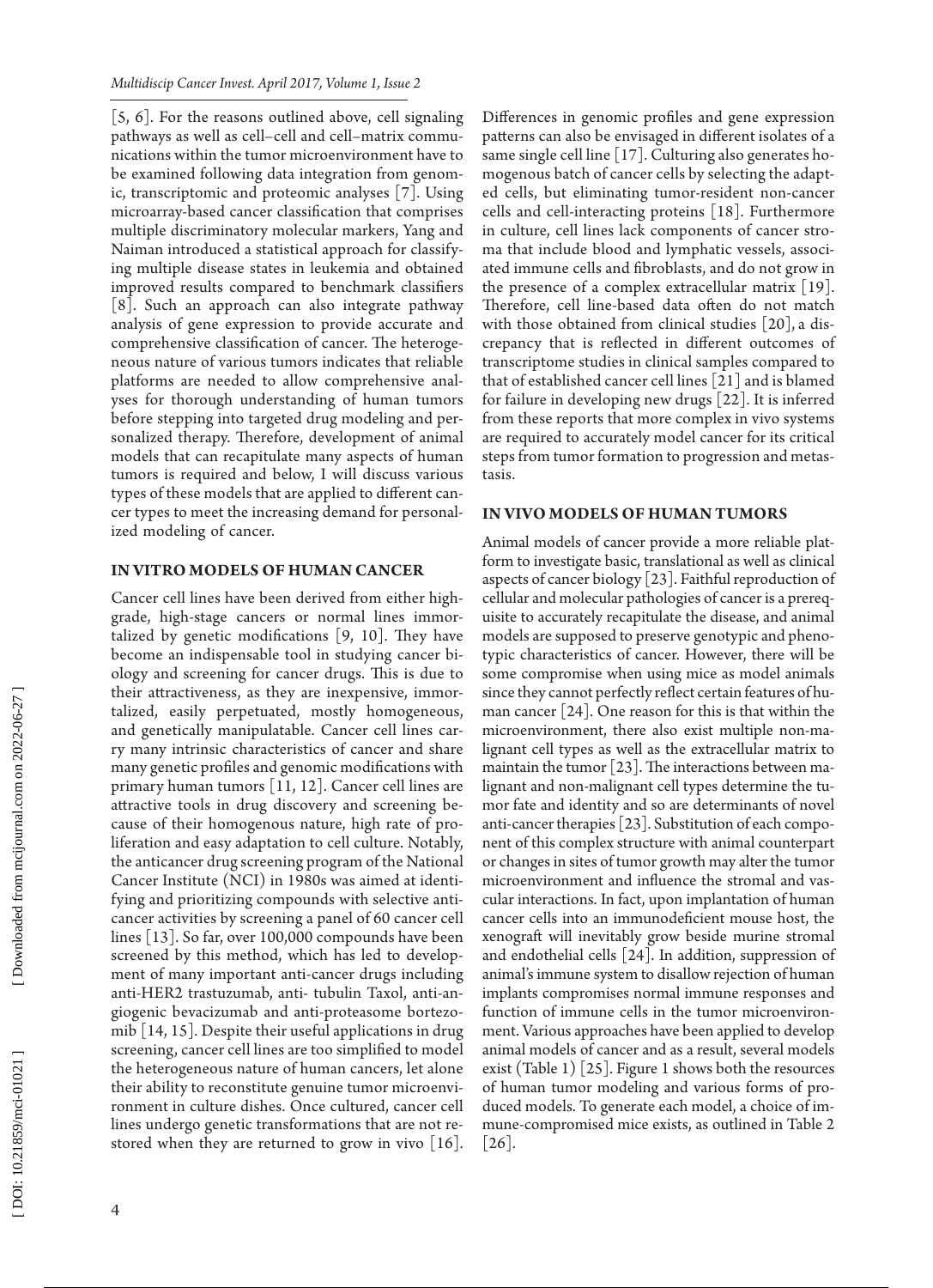[5, 6]. For the reasons outlined above, cell signaling pathways as well as cell–cell and cell–matrix communications within the tumor microenvironment have to be examined following data integration from genomic, transcriptomic and proteomic analyses [7]. Using microarray-based cancer classification that comprises multiple discriminatory molecular markers, Yang and Naiman introduced a statistical approach for classifying multiple disease states in leukemia and obtained improved results compared to benchmark classifiers [8]. Such an approach can also integrate pathway analysis of gene expression to provide accurate and comprehensive classification of cancer. The heterogeneous nature of various tumors indicates that reliable platforms are needed to allow comprehensive analyses for thorough understanding of human tumors before stepping into targeted drug modeling and personalized therapy. Therefore, development of animal models that can recapitulate many aspects of human tumors is required and below, I will discuss various types of these models that are applied to different cancer types to meet the increasing demand for personalized modeling of cancer.

## IN VITRO MODELS OF HUMAN CANCER

Cancer cell lines have been derived from either high-grade, high-stage cancers or normal lines immortalized by genetic modifications [9, 10]. They have become an indispensable tool in studying cancer biology and screening for cancer drugs. This is due to their attractiveness, as they are inexpensive, immortalized, easily perpetuated, mostly homogeneous, and genetically manipulatable. Cancer cell lines carry many intrinsic characteristics of cancer and share many genetic profiles and genomic modifications with primary human tumors [11, 12]. Cancer cell lines are attractive tools in drug discovery and screening because of their homogenous nature, high rate of proliferation and easy adaptation to cell culture. Notably, the anticancer drug screening program of the National Cancer Institute (NCI) in 1980s was aimed at identifying and prioritizing compounds with selective anticancer activities by screening a panel of 60 cancer cell lines [13]. So far, over 100,000 compounds have been screened by this method, which has led to development of many important anti-cancer drugs including anti-HER2 trastuzumab, anti- tubulin Taxol, anti-angiogenic bevacizumab and anti-proteasome bortezomib [14, 15]. Despite their useful applications in drug screening, cancer cell lines are too simplified to model the heterogeneous nature of human cancers, let alone their ability to reconstitute genuine tumor microenvironment in culture dishes. Once cultured, cancer cell lines undergo genetic transformations that are not restored when they are returned to grow in vivo [16]. Differences in genomic profiles and gene expression patterns can also be envisaged in different isolates of a same single cell line [17]. Culturing also generates homogenous batch of cancer cells by selecting the adapted cells, but eliminating tumor-resident non-cancer cells and cell-interacting proteins [18]. Furthermore in culture, cell lines lack components of cancer stroma that include blood and lymphatic vessels, associated immune cells and fibroblasts, and do not grow in the presence of a complex extracellular matrix [19]. Therefore, cell line-based data often do not match with those obtained from clinical studies [20], a discrepancy that is reflected in different outcomes of transcriptome studies in clinical samples compared to that of established cancer cell lines [21] and is blamed for failure in developing new drugs [22]. It is inferred from these reports that more complex in vivo systems are required to accurately model cancer for its critical steps from tumor formation to progression and metastasis.

## IN VIVO MODELS OF HUMAN TUMORS

Animal models of cancer provide a more reliable platform to investigate basic, translational as well as clinical aspects of cancer biology [23]. Faithful reproduction of cellular and molecular pathologies of cancer is a prerequisite to accurately recapitulate the disease, and animal models are supposed to preserve genotypic and phenotypic characteristics of cancer. However, there will be some compromise when using mice as model animals since they cannot perfectly reflect certain features of human cancer [24]. One reason for this is that within the microenvironment, there also exist multiple non-malignant cell types as well as the extracellular matrix to maintain the tumor [23]. The interactions between malignant and non-malignant cell types determine the tumor fate and identity and so are determinants of novel anti-cancer therapies [23]. Substitution of each component of this complex structure with animal counterpart or changes in sites of tumor growth may alter the tumor microenvironment and influence the stromal and vascular interactions. In fact, upon implantation of human cancer cells into an immunodeficient mouse host, the xenograft will inevitably grow beside murine stromal and endothelial cells [24]. In addition, suppression of animal's immune system to disallow rejection of human implants compromises normal immune responses and function of immune cells in the tumor microenvironment. Various approaches have been applied to develop animal models of cancer and as a result, several models exist (Table 1) [25]. Figure 1 shows both the resources of human tumor modeling and various forms of produced models. To generate each model, a choice of immune-compromised mice exists, as outlined in Table 2 [26].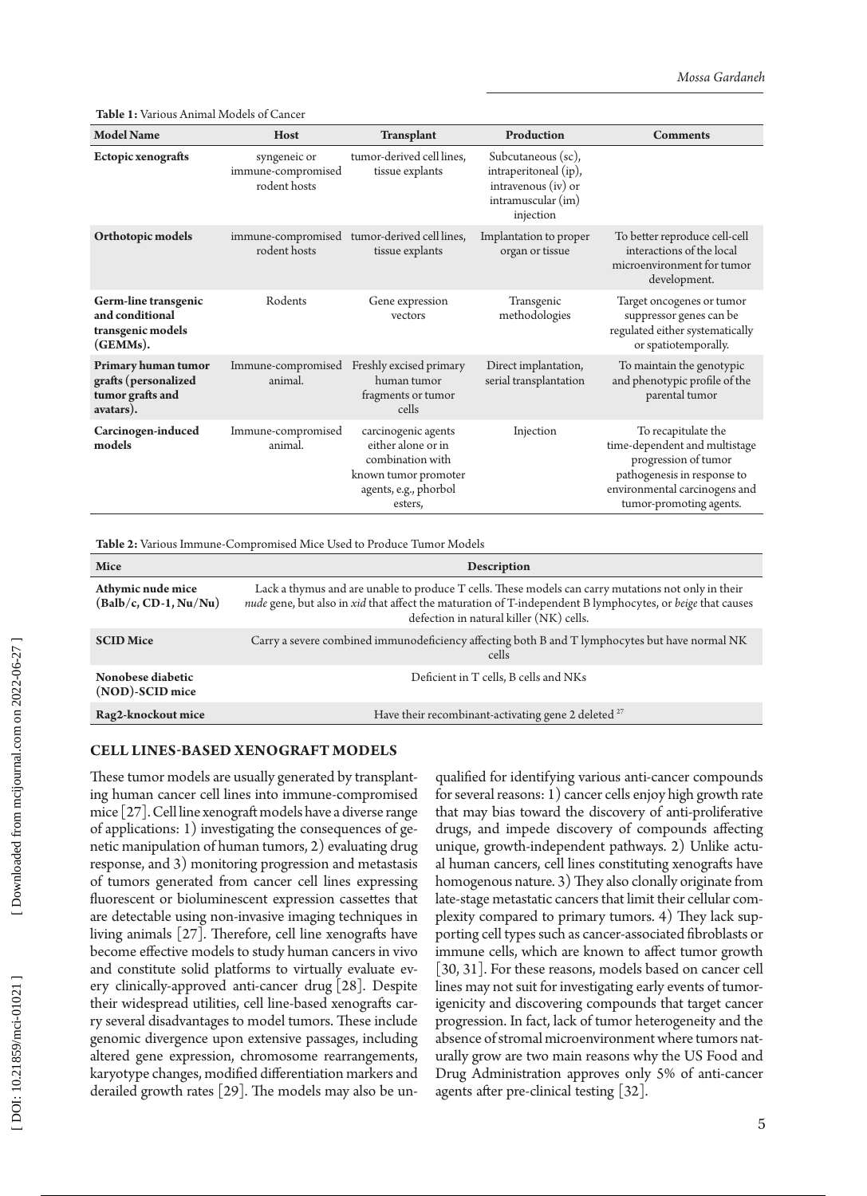**Table 1:** Various Animal Models of Cancer

| Model Name | Host | Transplant | Production | Comments |
|---|---|---|---|---|
| **Ectopic xenografts** | syngeneic or immune-compromised rodent hosts | tumor-derived cell lines, tissue explants | Subcutaneous (sc), intraperitoneal (ip), intravenous (iv) or intramuscular (im) injection | |
| **Orthotopic models** | immune-compromised rodent hosts | tumor-derived cell lines, tissue explants | Implantation to proper organ or tissue | To better reproduce cell-cell interactions of the local microenvironment for tumor development. |
| **Germ-line transgenic and conditional transgenic models (GEMMs).** | Rodents | Gene expression vectors | Transgenic methodologies | Target oncogenes or tumor suppressor genes can be regulated either systematically or spatiotemporally. |
| **Primary human tumor grafts (personalized tumor grafts and avatars).** | Immune-compromised animal. | Freshly excised primary human tumor fragments or tumor cells | Direct implantation, serial transplantation | To maintain the genotypic and phenotypic profile of the parental tumor |
| **Carcinogen-induced models** | Immune-compromised animal. | carcinogenic agents either alone or in combination with known tumor promoter agents, e.g., phorbol esters, | Injection | To recapitulate the time-dependent and multistage progression of tumor pathogenesis in response to environmental carcinogens and tumor-promoting agents. |

**Table 2:** Various Immune-Compromised Mice Used to Produce Tumor Models

| Mice | Description |
|---|---|
| **Athymic nude mice (Balb/c, CD-1, Nu/Nu)** | Lack a thymus and are unable to produce T cells. These models can carry mutations not only in their *nude* gene, but also in *xid* that affect the maturation of T-independent B lymphocytes, or *beige* that causes defection in natural killer (NK) cells. |
| **SCID Mice** | Carry a severe combined immunodeficiency affecting both B and T lymphocytes but have normal NK cells |
| **Nonobese diabetic (NOD)-SCID mice** | Deficient in T cells, B cells and NKs |
| **Rag2-knockout mice** | Have their recombinant-activating gene 2 deleted [27] |

## CELL LINES-BASED XENOGRAFT MODELS

These tumor models are usually generated by transplanting human cancer cell lines into immune-compromised mice [27]. Cell line xenograft models have a diverse range of applications: 1) investigating the consequences of genetic manipulation of human tumors, 2) evaluating drug response, and 3) monitoring progression and metastasis of tumors generated from cancer cell lines expressing fluorescent or bioluminescent expression cassettes that are detectable using non-invasive imaging techniques in living animals [27]. Therefore, cell line xenografts have become effective models to study human cancers in vivo and constitute solid platforms to virtually evaluate every clinically-approved anti-cancer drug [28]. Despite their widespread utilities, cell line-based xenografts carry several disadvantages to model tumors. These include genomic divergence upon extensive passages, including altered gene expression, chromosome rearrangements, karyotype changes, modified differentiation markers and derailed growth rates [29]. The models may also be unqualified for identifying various anti-cancer compounds for several reasons: 1) cancer cells enjoy high growth rate that may bias toward the discovery of anti-proliferative drugs, and impede discovery of compounds affecting unique, growth-independent pathways. 2) Unlike actual human cancers, cell lines constituting xenografts have homogenous nature. 3) They also clonally originate from late-stage metastatic cancers that limit their cellular complexity compared to primary tumors. 4) They lack supporting cell types such as cancer-associated fibroblasts or immune cells, which are known to affect tumor growth [30, 31]. For these reasons, models based on cancer cell lines may not suit for investigating early events of tumorigenicity and discovering compounds that target cancer progression. In fact, lack of tumor heterogeneity and the absence of stromal microenvironment where tumors naturally grow are two main reasons why the US Food and Drug Administration approves only 5% of anti-cancer agents after pre-clinical testing [32].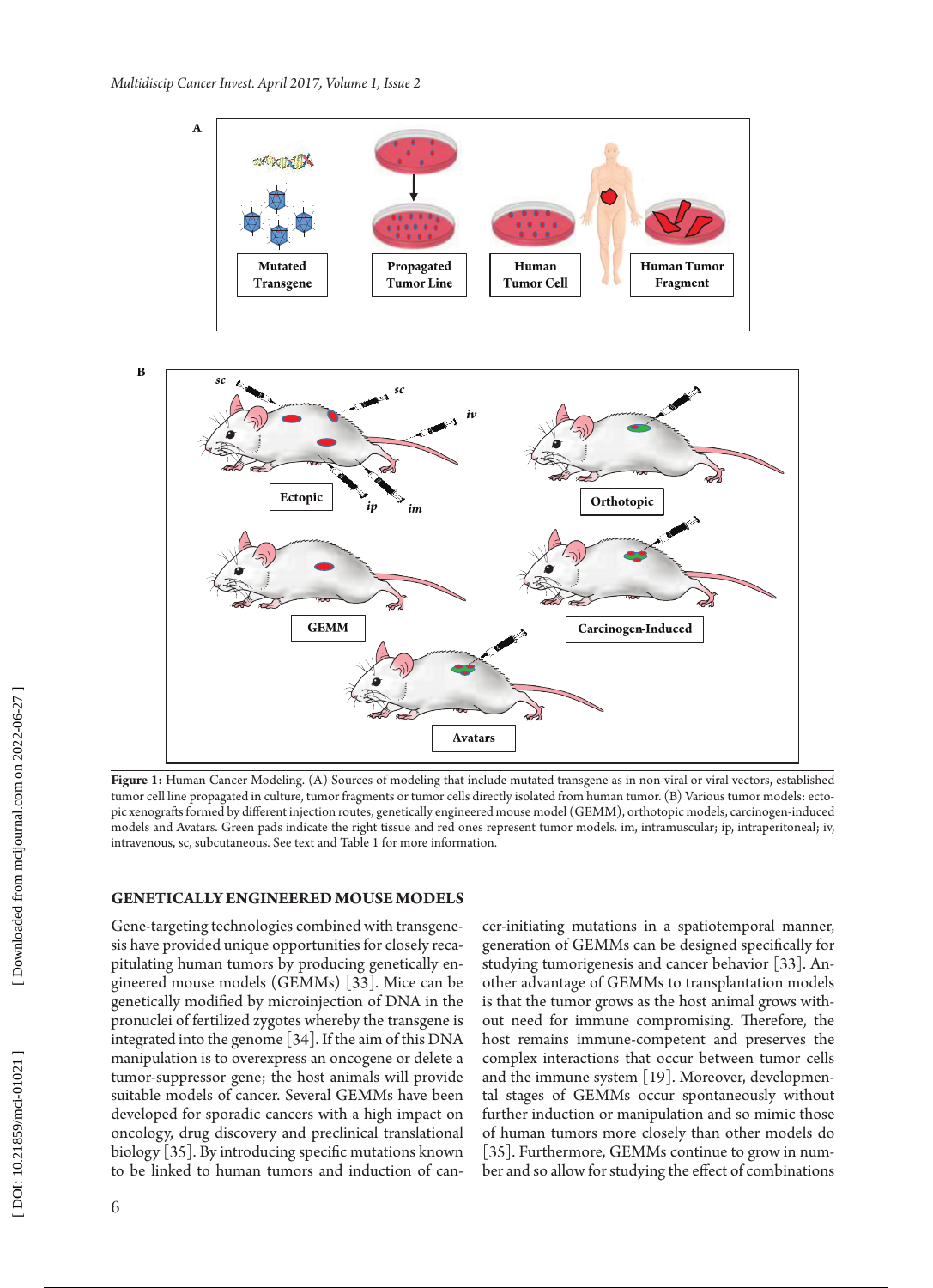**Figure 1:** Human Cancer Modeling. (A) Sources of modeling that include mutated transgene as in non-viral or viral vectors, established tumor cell line propagated in culture, tumor fragments or tumor cells directly isolated from human tumor. (B) Various tumor models: ectopic xenografts formed by different injection routes, genetically engineered mouse model (GEMM), orthotopic models, carcinogen-induced models and Avatars. Green pads indicate the right tissue and red ones represent tumor models. im, intramuscular; ip, intraperitoneal; iv, intravenous, sc, subcutaneous. See text and Table 1 for more information.

## GENETICALLY ENGINEERED MOUSE MODELS

Gene-targeting technologies combined with transgenesis have provided unique opportunities for closely recapitulating human tumors by producing genetically engineered mouse models (GEMMs) [33]. Mice can be genetically modified by microinjection of DNA in the pronuclei of fertilized zygotes whereby the transgene is integrated into the genome [34]. If the aim of this DNA manipulation is to overexpress an oncogene or delete a tumor-suppressor gene; the host animals will provide suitable models of cancer. Several GEMMs have been developed for sporadic cancers with a high impact on oncology, drug discovery and preclinical translational biology [35]. By introducing specific mutations known to be linked to human tumors and induction of cancer-initiating mutations in a spatiotemporal manner, generation of GEMMs can be designed specifically for studying tumorigenesis and cancer behavior [33]. Another advantage of GEMMs to transplantation models is that the tumor grows as the host animal grows without need for immune compromising. Therefore, the host remains immune-competent and preserves the complex interactions that occur between tumor cells and the immune system [19]. Moreover, developmental stages of GEMMs occur spontaneously without further induction or manipulation and so mimic those of human tumors more closely than other models do [35]. Furthermore, GEMMs continue to grow in number and so allow for studying the effect of combinations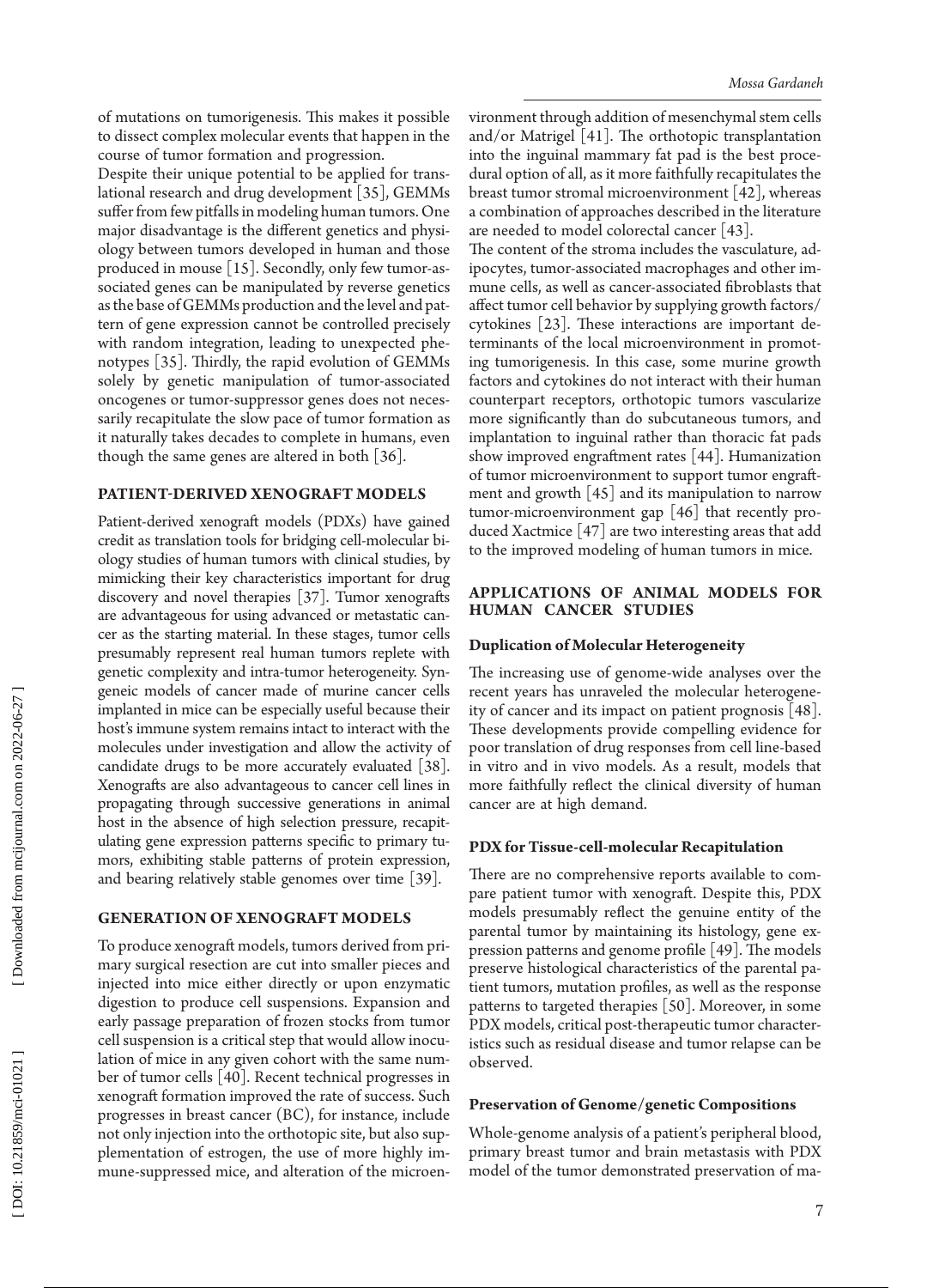of mutations on tumorigenesis. This makes it possible to dissect complex molecular events that happen in the course of tumor formation and progression.

Despite their unique potential to be applied for translational research and drug development [35], GEMMs suffer from few pitfalls in modeling human tumors. One major disadvantage is the different genetics and physiology between tumors developed in human and those produced in mouse [15]. Secondly, only few tumor-associated genes can be manipulated by reverse genetics as the base of GEMMs production and the level and pattern of gene expression cannot be controlled precisely with random integration, leading to unexpected phenotypes [35]. Thirdly, the rapid evolution of GEMMs solely by genetic manipulation of tumor-associated oncogenes or tumor-suppressor genes does not necessarily recapitulate the slow pace of tumor formation as it naturally takes decades to complete in humans, even though the same genes are altered in both [36].

## PATIENT-DERIVED XENOGRAFT MODELS

Patient-derived xenograft models (PDXs) have gained credit as translation tools for bridging cell-molecular biology studies of human tumors with clinical studies, by mimicking their key characteristics important for drug discovery and novel therapies [37]. Tumor xenografts are advantageous for using advanced or metastatic cancer as the starting material. In these stages, tumor cells presumably represent real human tumors replete with genetic complexity and intra-tumor heterogeneity. Syngeneic models of cancer made of murine cancer cells implanted in mice can be especially useful because their host's immune system remains intact to interact with the molecules under investigation and allow the activity of candidate drugs to be more accurately evaluated [38]. Xenografts are also advantageous to cancer cell lines in propagating through successive generations in animal host in the absence of high selection pressure, recapitulating gene expression patterns specific to primary tumors, exhibiting stable patterns of protein expression, and bearing relatively stable genomes over time [39].

## GENERATION OF XENOGRAFT MODELS

To produce xenograft models, tumors derived from primary surgical resection are cut into smaller pieces and injected into mice either directly or upon enzymatic digestion to produce cell suspensions. Expansion and early passage preparation of frozen stocks from tumor cell suspension is a critical step that would allow inoculation of mice in any given cohort with the same number of tumor cells [40]. Recent technical progresses in xenograft formation improved the rate of success. Such progresses in breast cancer (BC), for instance, include not only injection into the orthotopic site, but also supplementation of estrogen, the use of more highly immune-suppressed mice, and alteration of the microenvironment through addition of mesenchymal stem cells and/or Matrigel [41]. The orthotopic transplantation into the inguinal mammary fat pad is the best procedural option of all, as it more faithfully recapitulates the breast tumor stromal microenvironment [42], whereas a combination of approaches described in the literature are needed to model colorectal cancer [43].

The content of the stroma includes the vasculature, adipocytes, tumor-associated macrophages and other immune cells, as well as cancer-associated fibroblasts that affect tumor cell behavior by supplying growth factors/cytokines [23]. These interactions are important determinants of the local microenvironment in promoting tumorigenesis. In this case, some murine growth factors and cytokines do not interact with their human counterpart receptors, orthotopic tumors vascularize more significantly than do subcutaneous tumors, and implantation to inguinal rather than thoracic fat pads show improved engraftment rates [44]. Humanization of tumor microenvironment to support tumor engraftment and growth [45] and its manipulation to narrow tumor-microenvironment gap [46] that recently produced Xactmice [47] are two interesting areas that add to the improved modeling of human tumors in mice.

## APPLICATIONS OF ANIMAL MODELS FOR HUMAN CANCER STUDIES

### Duplication of Molecular Heterogeneity

The increasing use of genome-wide analyses over the recent years has unraveled the molecular heterogeneity of cancer and its impact on patient prognosis [48]. These developments provide compelling evidence for poor translation of drug responses from cell line-based in vitro and in vivo models. As a result, models that more faithfully reflect the clinical diversity of human cancer are at high demand.

### PDX for Tissue-cell-molecular Recapitulation

There are no comprehensive reports available to compare patient tumor with xenograft. Despite this, PDX models presumably reflect the genuine entity of the parental tumor by maintaining its histology, gene expression patterns and genome profile [49]. The models preserve histological characteristics of the parental patient tumors, mutation profiles, as well as the response patterns to targeted therapies [50]. Moreover, in some PDX models, critical post-therapeutic tumor characteristics such as residual disease and tumor relapse can be observed.

### Preservation of Genome/genetic Compositions

Whole-genome analysis of a patient's peripheral blood, primary breast tumor and brain metastasis with PDX model of the tumor demonstrated preservation of ma-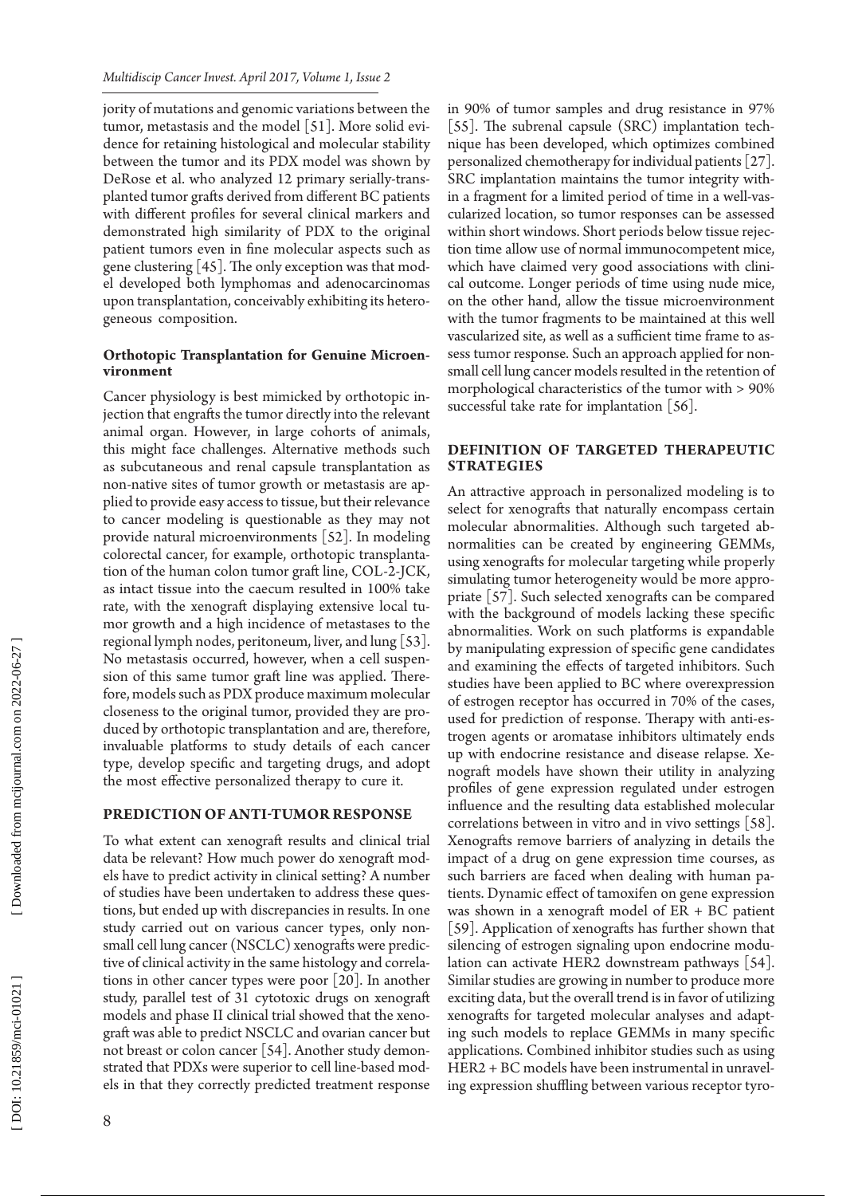jority of mutations and genomic variations between the tumor, metastasis and the model [51]. More solid evidence for retaining histological and molecular stability between the tumor and its PDX model was shown by DeRose et al. who analyzed 12 primary serially-transplanted tumor grafts derived from different BC patients with different profiles for several clinical markers and demonstrated high similarity of PDX to the original patient tumors even in fine molecular aspects such as gene clustering [45]. The only exception was that model developed both lymphomas and adenocarcinomas upon transplantation, conceivably exhibiting its heterogeneous composition.

### Orthotopic Transplantation for Genuine Microenvironment

Cancer physiology is best mimicked by orthotopic injection that engrafts the tumor directly into the relevant animal organ. However, in large cohorts of animals, this might face challenges. Alternative methods such as subcutaneous and renal capsule transplantation as non-native sites of tumor growth or metastasis are applied to provide easy access to tissue, but their relevance to cancer modeling is questionable as they may not provide natural microenvironments [52]. In modeling colorectal cancer, for example, orthotopic transplantation of the human colon tumor graft line, COL-2-JCK, as intact tissue into the caecum resulted in 100% take rate, with the xenograft displaying extensive local tumor growth and a high incidence of metastases to the regional lymph nodes, peritoneum, liver, and lung [53]. No metastasis occurred, however, when a cell suspension of this same tumor graft line was applied. Therefore, models such as PDX produce maximum molecular closeness to the original tumor, provided they are produced by orthotopic transplantation and are, therefore, invaluable platforms to study details of each cancer type, develop specific and targeting drugs, and adopt the most effective personalized therapy to cure it.

## PREDICTION OF ANTI-TUMOR RESPONSE

To what extent can xenograft results and clinical trial data be relevant? How much power do xenograft models have to predict activity in clinical setting? A number of studies have been undertaken to address these questions, but ended up with discrepancies in results. In one study carried out on various cancer types, only non-small cell lung cancer (NSCLC) xenografts were predictive of clinical activity in the same histology and correlations in other cancer types were poor [20]. In another study, parallel test of 31 cytotoxic drugs on xenograft models and phase II clinical trial showed that the xenograft was able to predict NSCLC and ovarian cancer but not breast or colon cancer [54]. Another study demonstrated that PDXs were superior to cell line-based models in that they correctly predicted treatment response in 90% of tumor samples and drug resistance in 97% [55]. The subrenal capsule (SRC) implantation technique has been developed, which optimizes combined personalized chemotherapy for individual patients [27]. SRC implantation maintains the tumor integrity within a fragment for a limited period of time in a well-vascularized location, so tumor responses can be assessed within short windows. Short periods below tissue rejection time allow use of normal immunocompetent mice, which have claimed very good associations with clinical outcome. Longer periods of time using nude mice, on the other hand, allow the tissue microenvironment with the tumor fragments to be maintained at this well vascularized site, as well as a sufficient time frame to assess tumor response. Such an approach applied for non-small cell lung cancer models resulted in the retention of morphological characteristics of the tumor with > 90% successful take rate for implantation [56].

## DEFINITION OF TARGETED THERAPEUTIC STRATEGIES

An attractive approach in personalized modeling is to select for xenografts that naturally encompass certain molecular abnormalities. Although such targeted abnormalities can be created by engineering GEMMs, using xenografts for molecular targeting while properly simulating tumor heterogeneity would be more appropriate [57]. Such selected xenografts can be compared with the background of models lacking these specific abnormalities. Work on such platforms is expandable by manipulating expression of specific gene candidates and examining the effects of targeted inhibitors. Such studies have been applied to BC where overexpression of estrogen receptor has occurred in 70% of the cases, used for prediction of response. Therapy with anti-estrogen agents or aromatase inhibitors ultimately ends up with endocrine resistance and disease relapse. Xenograft models have shown their utility in analyzing profiles of gene expression regulated under estrogen influence and the resulting data established molecular correlations between in vitro and in vivo settings [58]. Xenografts remove barriers of analyzing in details the impact of a drug on gene expression time courses, as such barriers are faced when dealing with human patients. Dynamic effect of tamoxifen on gene expression was shown in a xenograft model of ER + BC patient [59]. Application of xenografts has further shown that silencing of estrogen signaling upon endocrine modulation can activate HER2 downstream pathways [54]. Similar studies are growing in number to produce more exciting data, but the overall trend is in favor of utilizing xenografts for targeted molecular analyses and adapting such models to replace GEMMs in many specific applications. Combined inhibitor studies such as using HER2 + BC models have been instrumental in unraveling expression shuffling between various receptor tyro-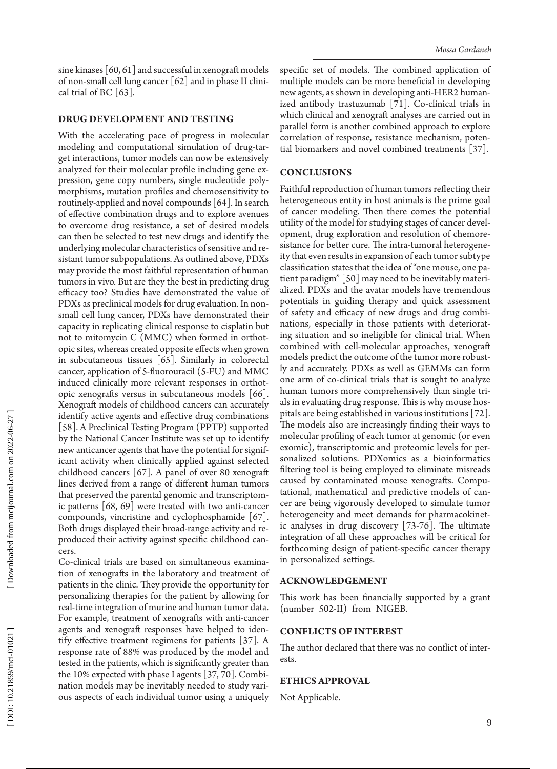sine kinases [60, 61] and successful in xenograft models of non-small cell lung cancer [62] and in phase II clinical trial of BC [63].

## DRUG DEVELOPMENT AND TESTING

With the accelerating pace of progress in molecular modeling and computational simulation of drug-target interactions, tumor models can now be extensively analyzed for their molecular profile including gene expression, gene copy numbers, single nucleotide polymorphisms, mutation profiles and chemosensitivity to routinely-applied and novel compounds [64]. In search of effective combination drugs and to explore avenues to overcome drug resistance, a set of desired models can then be selected to test new drugs and identify the underlying molecular characteristics of sensitive and resistant tumor subpopulations. As outlined above, PDXs may provide the most faithful representation of human tumors in vivo. But are they the best in predicting drug efficacy too? Studies have demonstrated the value of PDXs as preclinical models for drug evaluation. In non-small cell lung cancer, PDXs have demonstrated their capacity in replicating clinical response to cisplatin but not to mitomycin C (MMC) when formed in orthotopic sites, whereas created opposite effects when grown in subcutaneous tissues [65]. Similarly in colorectal cancer, application of 5-fluorouracil (5-FU) and MMC induced clinically more relevant responses in orthotopic xenografts versus in subcutaneous models [66]. Xenograft models of childhood cancers can accurately identify active agents and effective drug combinations [58]. A Preclinical Testing Program (PPTP) supported by the National Cancer Institute was set up to identify new anticancer agents that have the potential for significant activity when clinically applied against selected childhood cancers [67]. A panel of over 80 xenograft lines derived from a range of different human tumors that preserved the parental genomic and transcriptomic patterns [68, 69] were treated with two anti-cancer compounds, vincristine and cyclophosphamide [67]. Both drugs displayed their broad-range activity and reproduced their activity against specific childhood cancers.

Co-clinical trials are based on simultaneous examination of xenografts in the laboratory and treatment of patients in the clinic. They provide the opportunity for personalizing therapies for the patient by allowing for real-time integration of murine and human tumor data. For example, treatment of xenografts with anti-cancer agents and xenograft responses have helped to identify effective treatment regimens for patients [37]. A response rate of 88% was produced by the model and tested in the patients, which is significantly greater than the 10% expected with phase I agents [37, 70]. Combination models may be inevitably needed to study various aspects of each individual tumor using a uniquely specific set of models. The combined application of multiple models can be more beneficial in developing new agents, as shown in developing anti-HER2 humanized antibody trastuzumab [71]. Co-clinical trials in which clinical and xenograft analyses are carried out in parallel form is another combined approach to explore correlation of response, resistance mechanism, potential biomarkers and novel combined treatments [37].

## CONCLUSIONS

Faithful reproduction of human tumors reflecting their heterogeneous entity in host animals is the prime goal of cancer modeling. Then there comes the potential utility of the model for studying stages of cancer development, drug exploration and resolution of chemoresistance for better cure. The intra-tumoral heterogeneity that even results in expansion of each tumor subtype classification states that the idea of "one mouse, one patient paradigm" [50] may need to be inevitably materialized. PDXs and the avatar models have tremendous potentials in guiding therapy and quick assessment of safety and efficacy of new drugs and drug combinations, especially in those patients with deteriorating situation and so ineligible for clinical trial. When combined with cell-molecular approaches, xenograft models predict the outcome of the tumor more robustly and accurately. PDXs as well as GEMMs can form one arm of co-clinical trials that is sought to analyze human tumors more comprehensively than single trials in evaluating drug response. This is why mouse hospitals are being established in various institutions [72]. The models also are increasingly finding their ways to molecular profiling of each tumor at genomic (or even exomic), transcriptomic and proteomic levels for personalized solutions. PDXomics as a bioinformatics filtering tool is being employed to eliminate misreads caused by contaminated mouse xenografts. Computational, mathematical and predictive models of cancer are being vigorously developed to simulate tumor heterogeneity and meet demands for pharmacokinetic analyses in drug discovery [73-76]. The ultimate integration of all these approaches will be critical for forthcoming design of patient-specific cancer therapy in personalized settings.

## ACKNOWLEDGEMENT

This work has been financially supported by a grant (number 502-II) from NIGEB.

## CONFLICTS OF INTEREST

The author declared that there was no conflict of interests.

## ETHICS APPROVAL

Not Applicable.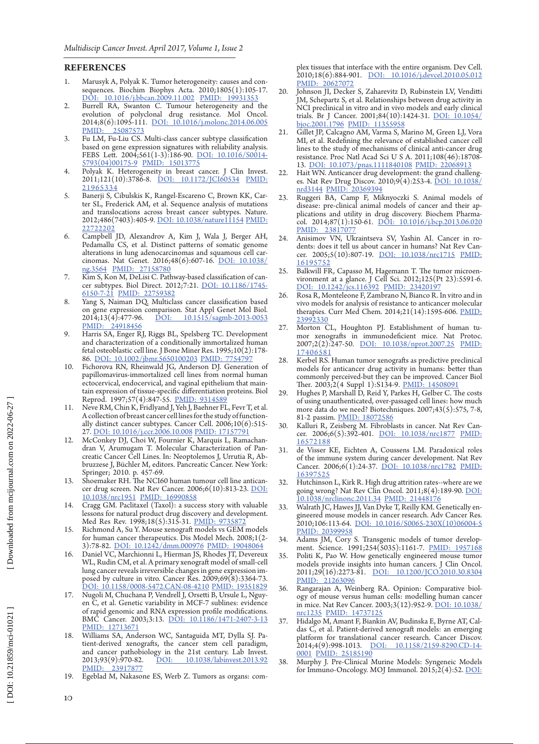## REFERENCES

1. Marusyk A, Polyak K. Tumor heterogeneity: causes and consequences. Biochim Biophys Acta. 2010;1805(1):105-17. DOI: 10.1016/j.bbcan.2009.11.002 PMID: 19931353
2. Burrell RA, Swanton C. Tumour heterogeneity and the evolution of polyclonal drug resistance. Mol Oncol. 2014;8(6):1095-111. DOI: 10.1016/j.molonc.2014.06.005 PMID: 25087573
3. Fu LM, Fu-Liu CS. Multi-class cancer subtype classification based on gene expression signatures with reliability analysis. FEBS Lett. 2004;561(1-3):186-90. DOI: 10.1016/S0014-5793(04)00175-9 PMID: 15013775
4. Polyak K. Heterogeneity in breast cancer. J Clin Invest. 2011;121(10):3786-8. DOI: 10.1172/JCI60534 PMID: 21965334
5. Banerji S, Cibulskis K, Rangel-Escareno C, Brown KK, Carter SL, Frederick AM, et al. Sequence analysis of mutations and translocations across breast cancer subtypes. Nature. 2012;486(7403):405-9. DOI: 10.1038/nature11154 PMID: 22722202
6. Campbell JD, Alexandrov A, Kim J, Wala J, Berger AH, Pedamallu CS, et al. Distinct patterns of somatic genome alterations in lung adenocarcinomas and squamous cell carcinomas. Nat Genet. 2016;48(6):607-16. DOI: 10.1038/ng.3564 PMID: 27158780
7. Kim S, Kon M, DeLisi C. Pathway-based classification of cancer subtypes. Biol Direct. 2012;7:21. DOI: 10.1186/1745-6150-7-21 PMID: 22759382
8. Yang S, Naiman DQ. Multiclass cancer classification based on gene expression comparison. Stat Appl Genet Mol Biol. 2014;13(4):477-96. DOI: 10.1515/sagmb-2013-0053 PMID: 24918456
9. Harris SA, Enger RJ, Riggs BL, Spelsberg TC. Development and characterization of a conditionally immortalized human fetal osteoblastic cell line. J Bone Miner Res. 1995;10(2):178-86. DOI: 10.1002/jbmr.5650100203 PMID: 7754797
10. Fichorova RN, Rheinwald JG, Anderson DJ. Generation of papillomavirus-immortalized cell lines from normal human ectocervical, endocervical, and vaginal epithelium that maintain expression of tissue-specific differentiation proteins. Biol Reprod. 1997;57(4):847-55. PMID: 9314589
11. Neve RM, Chin K, Fridlyand J, Yeh J, Baehner FL, Fevr T, et al. A collection of breast cancer cell lines for the study of functionally distinct cancer subtypes. Cancer Cell. 2006;10(6):515-27. DOI: 10.1016/j.ccr.2006.10.008 PMID: 17157791
12. McConkey DJ, Choi W, Fournier K, Marquis L, Ramachandran V, Arumugam T. Molecular Characterization of Pancreatic Cancer Cell Lines. In: Neoptolemos J, Urrutia R, Abbruzzese J, Büchler M, editors. Pancreatic Cancer. New York: Springer; 2010. p. 457-69.
13. Shoemaker RH. The NCI60 human tumour cell line anticancer drug screen. Nat Rev Cancer. 2006;6(10):813-23. DOI: 10.1038/nrc1951 PMID: 16990858
14. Cragg GM. Paclitaxel (Taxol): a success story with valuable lessons for natural product drug discovery and development. Med Res Rev. 1998;18(5):315-31. PMID: 9735872
15. Richmond A, Su Y. Mouse xenograft models vs GEM models for human cancer therapeutics. Dis Model Mech. 2008;1(2-3):78-82. DOI: 10.1242/dmm.000976 PMID: 19048064
16. Daniel VC, Marchionni L, Hierman JS, Rhodes JT, Devereux WL, Rudin CM, et al. A primary xenograft model of small-cell lung cancer reveals irreversible changes in gene expression imposed by culture in vitro. Cancer Res. 2009;69(8):3364-73. DOI: 10.1158/0008-5472.CAN-08-4210 PMID: 19351829
17. Nugoli M, Chuchana P, Vendrell J, Orsetti B, Ursule L, Nguyen C, et al. Genetic variability in MCF-7 sublines: evidence of rapid genomic and RNA expression profile modifications. BMC Cancer. 2003;3:13. DOI: 10.1186/1471-2407-3-13 PMID: 12713671
18. Williams SA, Anderson WC, Santaguida MT, Dylla SJ. Patient-derived xenografts, the cancer stem cell paradigm, and cancer pathobiology in the 21st century. Lab Invest. 2013;93(9):970-82. DOI: 10.1038/labinvest.2013.92 PMID: 23917877
19. Egeblad M, Nakasone ES, Werb Z. Tumors as organs: complex tissues that interface with the entire organism. Dev Cell. 2010;18(6):884-901. DOI: 10.1016/j.devcel.2010.05.012 PMID: 20627072
20. Johnson JI, Decker S, Zaharevitz D, Rubinstein LV, Venditti JM, Schepartz S, et al. Relationships between drug activity in NCI preclinical in vitro and in vivo models and early clinical trials. Br J Cancer. 2001;84(10):1424-31. DOI: 10.1054/bjoc.2001.1796 PMID: 11355958
21. Gillet JP, Calcagno AM, Varma S, Marino M, Green LJ, Vora MI, et al. Redefining the relevance of established cancer cell lines to the study of mechanisms of clinical anti-cancer drug resistance. Proc Natl Acad Sci U S A. 2011;108(46):18708-13. DOI: 10.1073/pnas.1111840108 PMID: 22068913
22. Hait WN. Anticancer drug development: the grand challenges. Nat Rev Drug Discov. 2010;9(4):253-4. DOI: 10.1038/nrd3144 PMID: 20369394
23. Ruggeri BA, Camp F, Miknyoczki S. Animal models of disease: pre-clinical animal models of cancer and their applications and utility in drug discovery. Biochem Pharmacol. 2014;87(1):150-61. DOI: 10.1016/j.bcp.2013.06.020 PMID: 23817077
24. Anisimov VN, Ukraintseva SV, Yashin AI. Cancer in rodents: does it tell us about cancer in humans? Nat Rev Cancer. 2005;5(10):807-19. DOI: 10.1038/nrc1715 PMID: 16195752
25. Balkwill FR, Capasso M, Hagemann T. The tumor microenvironment at a glance. J Cell Sci. 2012;125(Pt 23):5591-6. DOI: 10.1242/jcs.116392 PMID: 23420197
26. Rosa R, Monteleone F, Zambrano N, Bianco R. In vitro and in vivo models for analysis of resistance to anticancer molecular therapies. Curr Med Chem. 2014;21(14):1595-606. PMID: 23992330
27. Morton CL, Houghton PJ. Establishment of human tumor xenografts in immunodeficient mice. Nat Protoc. 2007;2(2):247-50. DOI: 10.1038/nprot.2007.25 PMID: 17406581
28. Kerbel RS. Human tumor xenografts as predictive preclinical models for anticancer drug activity in humans: better than commonly perceived-but they can be improved. Cancer Biol Ther. 2003;2(4 Suppl 1):S134-9. PMID: 14508091
29. Hughes P, Marshall D, Reid Y, Parkes H, Gelber C. The costs of using unauthenticated, over-passaged cell lines: how much more data do we need? Biotechniques. 2007;43(5):575, 7-8, 81-2 passim. PMID: 18072586
30. Kalluri R, Zeisberg M. Fibroblasts in cancer. Nat Rev Cancer. 2006;6(5):392-401. DOI: 10.1038/nrc1877 PMID: 16572188
31. de Visser KE, Eichten A, Coussens LM. Paradoxical roles of the immune system during cancer development. Nat Rev Cancer. 2006;6(1):24-37. DOI: 10.1038/nrc1782 PMID: 16397525
32. Hutchinson L, Kirk R. High drug attrition rates--where are we going wrong? Nat Rev Clin Oncol. 2011;8(4):189-90. DOI: 10.1038/nrclinonc.2011.34 PMID: 21448176
33. Walrath JC, Hawes JJ, Van Dyke T, Reilly KM. Genetically engineered mouse models in cancer research. Adv Cancer Res. 2010;106:113-64. DOI: 10.1016/S0065-230X(10)06004-5 PMID: 20399958
34. Adams JM, Cory S. Transgenic models of tumor development. Science. 1991;254(5035):1161-7. PMID: 1957168
35. Politi K, Pao W. How genetically engineered mouse tumor models provide insights into human cancers. J Clin Oncol. 2011;29(16):2273-81. DOI: 10.1200/JCO.2010.30.8304 PMID: 21263096
36. Rangarajan A, Weinberg RA. Opinion: Comparative biology of mouse versus human cells: modelling human cancer in mice. Nat Rev Cancer. 2003;3(12):952-9. DOI: 10.1038/nrc1235 PMID: 14737125
37. Hidalgo M, Amant F, Biankin AV, Budinska E, Byrne AT, Caldas C, et al. Patient-derived xenograft models: an emerging platform for translational cancer research. Cancer Discov. 2014;4(9):998-1013. DOI: 10.1158/2159-8290.CD-14-0001 PMID: 25185190
38. Murphy J. Pre-Clinical Murine Models: Syngeneic Models for Immuno-Oncology. MOJ Immunol. 2015;2(4):52. DOI: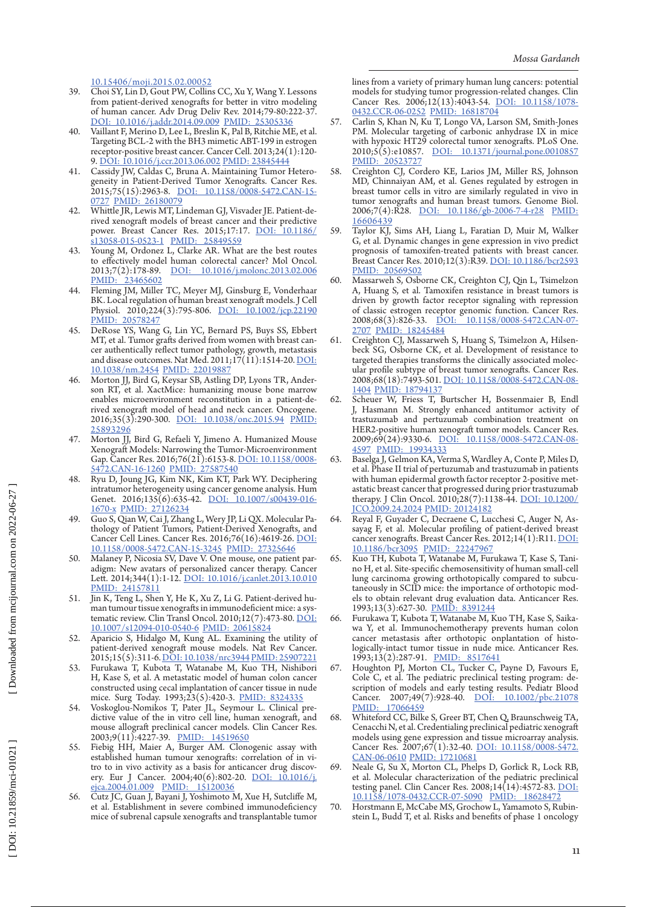10.15406/moji.2015.02.00052

39. Choi SY, Lin D, Gout PW, Collins CC, Xu Y, Wang Y. Lessons from patient-derived xenografts for better in vitro modeling of human cancer. Adv Drug Deliv Rev. 2014;79-80:222-37. DOI: 10.1016/j.addr.2014.09.009 PMID: 25305336
40. Vaillant F, Merino D, Lee L, Breslin K, Pal B, Ritchie ME, et al. Targeting BCL-2 with the BH3 mimetic ABT-199 in estrogen receptor-positive breast cancer. Cancer Cell. 2013;24(1):120-9. DOI: 10.1016/j.ccr.2013.06.002 PMID: 23845444
41. Cassidy JW, Caldas C, Bruna A. Maintaining Tumor Heterogeneity in Patient-Derived Tumor Xenografts. Cancer Res. 2015;75(15):2963-8. DOI: 10.1158/0008-5472.CAN-15-0727 PMID: 26180079
42. Whittle JR, Lewis MT, Lindeman GJ, Visvader JE. Patient-derived xenograft models of breast cancer and their predictive power. Breast Cancer Res. 2015;17:17. DOI: 10.1186/s13058-015-0523-1 PMID: 25849559
43. Young M, Ordonez L, Clarke AR. What are the best routes to effectively model human colorectal cancer? Mol Oncol. 2013;7(2):178-89. DOI: 10.1016/j.molonc.2013.02.006 PMID: 23465602
44. Fleming JM, Miller TC, Meyer MJ, Ginsburg E, Vonderhaar BK. Local regulation of human breast xenograft models. J Cell Physiol. 2010;224(3):795-806. DOI: 10.1002/jcp.22190 PMID: 20578247
45. DeRose YS, Wang G, Lin YC, Bernard PS, Buys SS, Ebbert MT, et al. Tumor grafts derived from women with breast cancer authentically reflect tumor pathology, growth, metastasis and disease outcomes. Nat Med. 2011;17(11):1514-20. DOI: 10.1038/nm.2454 PMID: 22019887
46. Morton JJ, Bird G, Keysar SB, Astling DP, Lyons TR, Anderson RT, et al. XactMice: humanizing mouse bone marrow enables microenvironment reconstitution in a patient-derived xenograft model of head and neck cancer. Oncogene. 2016;35(3):290-300. DOI: 10.1038/onc.2015.94 PMID: 25893296
47. Morton JJ, Bird G, Refaeli Y, Jimeno A. Humanized Mouse Xenograft Models: Narrowing the Tumor-Microenvironment Gap. Cancer Res. 2016;76(21):6153-8. DOI: 10.1158/0008-5472.CAN-16-1260 PMID: 27587540
48. Ryu D, Joung JG, Kim NK, Kim KT, Park WY. Deciphering intratumor heterogeneity using cancer genome analysis. Hum Genet. 2016;135(6):635-42. DOI: 10.1007/s00439-016-1670-x PMID: 27126234
49. Guo S, Qian W, Cai J, Zhang L, Wery JP, Li QX. Molecular Pathology of Patient Tumors, Patient-Derived Xenografts, and Cancer Cell Lines. Cancer Res. 2016;76(16):4619-26. DOI: 10.1158/0008-5472.CAN-15-3245 PMID: 27325646
50. Malaney P, Nicosia SV, Dave V. One mouse, one patient paradigm: New avatars of personalized cancer therapy. Cancer Lett. 2014;344(1):1-12. DOI: 10.1016/j.canlet.2013.10.010 PMID: 24157811
51. Jin K, Teng L, Shen Y, He K, Xu Z, Li G. Patient-derived human tumour tissue xenografts in immunodeficient mice: a systematic review. Clin Transl Oncol. 2010;12(7):473-80. DOI: 10.1007/s12094-010-0540-6 PMID: 20615824
52. Aparicio S, Hidalgo M, Kung AL. Examining the utility of patient-derived xenograft mouse models. Nat Rev Cancer. 2015;15(5):311-6. DOI: 10.1038/nrc3944 PMID: 25907221
53. Furukawa T, Kubota T, Watanabe M, Kuo TH, Nishibori H, Kase S, et al. A metastatic model of human colon cancer constructed using cecal implantation of cancer tissue in nude mice. Surg Today. 1993;23(5):420-3. PMID: 8324335
54. Voskoglou-Nomikos T, Pater JL, Seymour L. Clinical predictive value of the in vitro cell line, human xenograft, and mouse allograft preclinical cancer models. Clin Cancer Res. 2003;9(11):4227-39. PMID: 14519650
55. Fiebig HH, Maier A, Burger AM. Clonogenic assay with established human tumour xenografts: correlation of in vitro to in vivo activity as a basis for anticancer drug discovery. Eur J Cancer. 2004;40(6):802-20. DOI: 10.1016/j.ejca.2004.01.009 PMID: 15120036
56. Cutz JC, Guan J, Bayani J, Yoshimoto M, Xue H, Sutcliffe M, et al. Establishment in severe combined immunodeficiency mice of subrenal capsule xenografts and transplantable tumor lines from a variety of primary human lung cancers: potential models for studying tumor progression-related changes. Clin Cancer Res. 2006;12(13):4043-54. DOI: 10.1158/1078-0432.CCR-06-0252 PMID: 16818704
57. Carlin S, Khan N, Ku T, Longo VA, Larson SM, Smith-Jones PM. Molecular targeting of carbonic anhydrase IX in mice with hypoxic HT29 colorectal tumor xenografts. PLoS One. 2010;5(5):e10857. DOI: 10.1371/journal.pone.0010857 PMID: 20523727
58. Creighton CJ, Cordero KE, Larios JM, Miller RS, Johnson MD, Chinnaiyan AM, et al. Genes regulated by estrogen in breast tumor cells in vitro are similarly regulated in vivo in tumor xenografts and human breast tumors. Genome Biol. 2006;7(4):R28. DOI: 10.1186/gb-2006-7-4-r28 PMID: 16606439
59. Taylor KJ, Sims AH, Liang L, Faratian D, Muir M, Walker G, et al. Dynamic changes in gene expression in vivo predict prognosis of tamoxifen-treated patients with breast cancer. Breast Cancer Res. 2010;12(3):R39. DOI: 10.1186/bcr2593 PMID: 20569502
60. Massarweh S, Osborne CK, Creighton CJ, Qin L, Tsimelzon A, Huang S, et al. Tamoxifen resistance in breast tumors is driven by growth factor receptor signaling with repression of classic estrogen receptor genomic function. Cancer Res. 2008;68(3):826-33. DOI: 10.1158/0008-5472.CAN-07-2707 PMID: 18245484
61. Creighton CJ, Massarweh S, Huang S, Tsimelzon A, Hilsenbeck SG, Osborne CK, et al. Development of resistance to targeted therapies transforms the clinically associated molecular profile subtype of breast tumor xenografts. Cancer Res. 2008;68(18):7493-501. DOI: 10.1158/0008-5472.CAN-08-1404 PMID: 18794137
62. Scheuer W, Friess T, Burtscher H, Bossenmaier B, Endl J, Hasmann M. Strongly enhanced antitumor activity of trastuzumab and pertuzumab combination treatment on HER2-positive human xenograft tumor models. Cancer Res. 2009;69(24):9330-6. DOI: 10.1158/0008-5472.CAN-08-4597 PMID: 19934333
63. Baselga J, Gelmon KA, Verma S, Wardley A, Conte P, Miles D, et al. Phase II trial of pertuzumab and trastuzumab in patients with human epidermal growth factor receptor 2-positive metastatic breast cancer that progressed during prior trastuzumab therapy. J Clin Oncol. 2010;28(7):1138-44. DOI: 10.1200/JCO.2009.24.2024 PMID: 20124182
64. Reyal F, Guyader C, Decraene C, Lucchesi C, Auger N, Assayag F, et al. Molecular profiling of patient-derived breast cancer xenografts. Breast Cancer Res. 2012;14(1):R11. DOI: 10.1186/bcr3095 PMID: 22247967
65. Kuo TH, Kubota T, Watanabe M, Furukawa T, Kase S, Tanino H, et al. Site-specific chemosensitivity of human small-cell lung carcinoma growing orthotopically compared to subcutaneously in SCID mice: the importance of orthotopic models to obtain relevant drug evaluation data. Anticancer Res. 1993;13(3):627-30. PMID: 8391244
66. Furukawa T, Kubota T, Watanabe M, Kuo TH, Kase S, Saikawa Y, et al. Immunochemotherapy prevents human colon cancer metastasis after orthotopic onplantation of histologically-intact tumor tissue in nude mice. Anticancer Res. 1993;13(2):287-91. PMID: 8517641
67. Houghton PJ, Morton CL, Tucker C, Payne D, Favours E, Cole C, et al. The pediatric preclinical testing program: description of models and early testing results. Pediatr Blood Cancer. 2007;49(7):928-40. DOI: 10.1002/pbc.21078 PMID: 17066459
68. Whiteford CC, Bilke S, Greer BT, Chen Q, Braunschweig TA, Cenacchi N, et al. Credentialing preclinical pediatric xenograft models using gene expression and tissue microarray analysis. Cancer Res. 2007;67(1):32-40. DOI: 10.1158/0008-5472.CAN-06-0610 PMID: 17210681
69. Neale G, Su X, Morton CL, Phelps D, Gorlick R, Lock RB, et al. Molecular characterization of the pediatric preclinical testing panel. Clin Cancer Res. 2008;14(14):4572-83. DOI: 10.1158/1078-0432.CCR-07-5090 PMID: 18628472
70. Horstmann E, McCabe MS, Grochow L, Yamamoto S, Rubinstein L, Budd T, et al. Risks and benefits of phase 1 oncology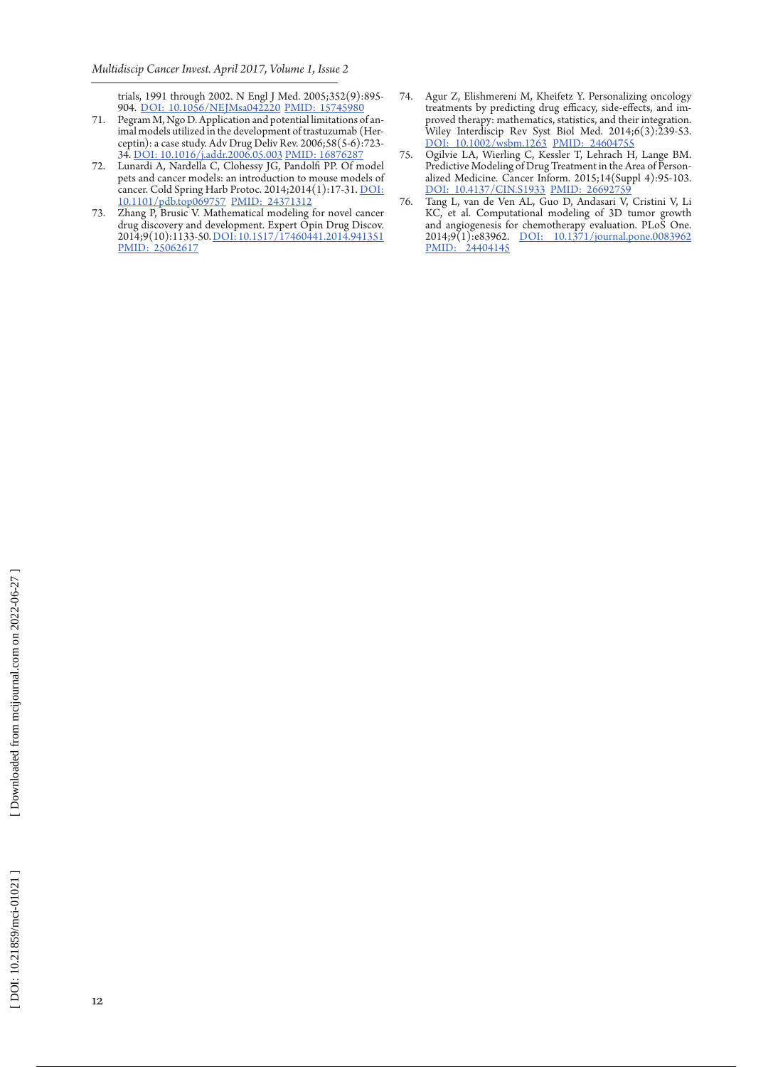trials, 1991 through 2002. N Engl J Med. 2005;352(9):895-904. DOI: 10.1056/NEJMsa042220 PMID: 15745980

71. Pegram M, Ngo D. Application and potential limitations of animal models utilized in the development of trastuzumab (Herceptin): a case study. Adv Drug Deliv Rev. 2006;58(5-6):723-34. DOI: 10.1016/j.addr.2006.05.003 PMID: 16876287
72. Lunardi A, Nardella C, Clohessy JG, Pandolfi PP. Of model pets and cancer models: an introduction to mouse models of cancer. Cold Spring Harb Protoc. 2014;2014(1):17-31. DOI: 10.1101/pdb.top069757 PMID: 24371312
73. Zhang P, Brusic V. Mathematical modeling for novel cancer drug discovery and development. Expert Opin Drug Discov. 2014;9(10):1133-50. DOI: 10.1517/17460441.2014.941351 PMID: 25062617
74. Agur Z, Elishmereni M, Kheifetz Y. Personalizing oncology treatments by predicting drug efficacy, side-effects, and improved therapy: mathematics, statistics, and their integration. Wiley Interdiscip Rev Syst Biol Med. 2014;6(3):239-53. DOI: 10.1002/wsbm.1263 PMID: 24604755
75. Ogilvie LA, Wierling C, Kessler T, Lehrach H, Lange BM. Predictive Modeling of Drug Treatment in the Area of Personalized Medicine. Cancer Inform. 2015;14(Suppl 4):95-103. DOI: 10.4137/CIN.S1933 PMID: 26692759
76. Tang L, van de Ven AL, Guo D, Andasari V, Cristini V, Li KC, et al. Computational modeling of 3D tumor growth and angiogenesis for chemotherapy evaluation. PLoS One. 2014;9(1):e83962. DOI: 10.1371/journal.pone.0083962 PMID: 24404145